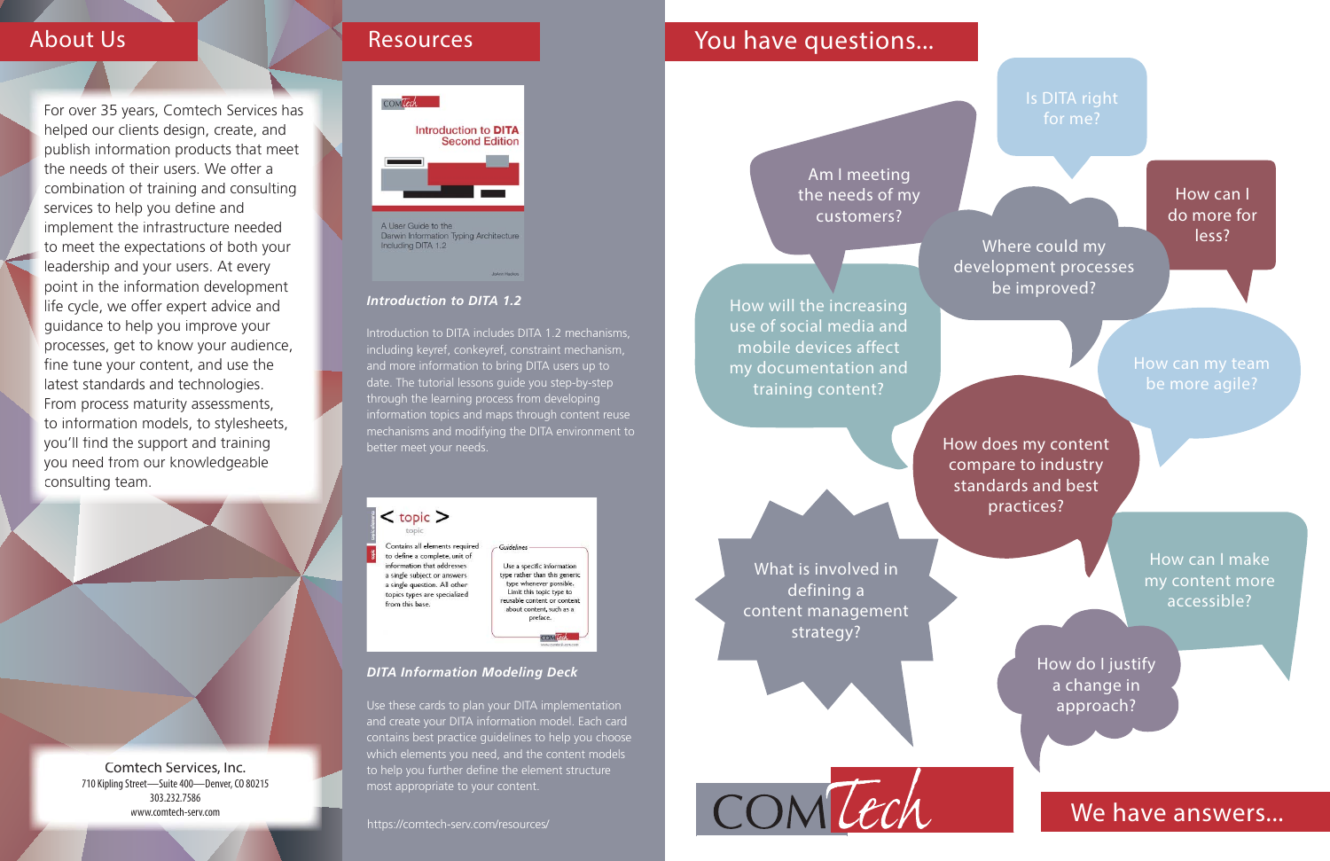## About Us

For over 35 years, Comtech Services has helped our clients design, create, and publish information products that meet the needs of their users. We offer a combination of training and consulting services to help you define and implement the infrastructure needed to meet the expectations of both your leadership and your users. At every point in the information development life cycle, we offer expert advice and guidance to help you improve your processes, get to know your audience, fine tune your content, and use the latest standards and technologies. From process maturity assessments, to information models, to stylesheets, you'll find the support and training you need from our knowledgeable consulting team.

Comtech Services, Inc.
710 Kipling Street—Suite 400—Denver, CO 80215
303.232.7586
www.comtech-serv.com

## Resources

***Introduction to DITA 1.2***

Introduction to DITA includes DITA 1.2 mechanisms, including keyref, conkeyref, constraint mechanism, and more information to bring DITA users up to date. The tutorial lessons guide you step-by-step through the learning process from developing information topics and maps through content reuse mechanisms and modifying the DITA environment to better meet your needs.

***DITA Information Modeling Deck***

Use these cards to plan your DITA implementation and create your DITA information model. Each card contains best practice guidelines to help you choose which elements you need, and the content models to help you further define the element structure most appropriate to your content.

https://comtech-serv.com/resources/

## You have questions...

- Is DITA right for me?
- Am I meeting the needs of my customers?
- How can I do more for less?
- Where could my development processes be improved?
- How will the increasing use of social media and mobile devices affect my documentation and training content?
- How can my team be more agile?
- How does my content compare to industry standards and best practices?
- What is involved in defining a content management strategy?
- How can I make my content more accessible?
- How do I justify a change in approach?

COMTech

## We have answers...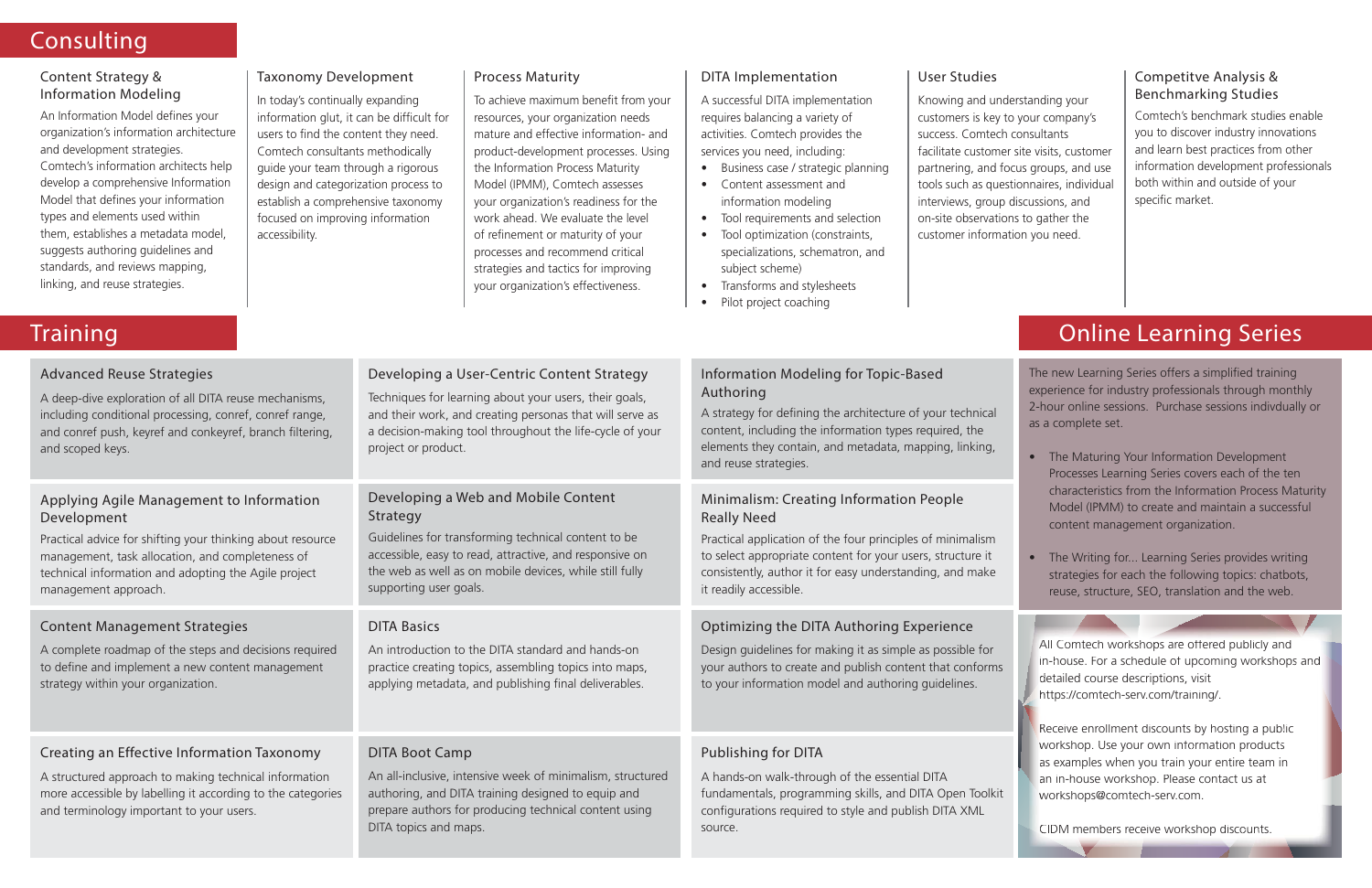# Consulting

### Content Strategy & Information Modeling

An Information Model defines your organization's information architecture and development strategies. Comtech's information architects help develop a comprehensive Information Model that defines your information types and elements used within them, establishes a metadata model, suggests authoring guidelines and standards, and reviews mapping, linking, and reuse strategies.

### Taxonomy Development

In today's continually expanding information glut, it can be difficult for users to find the content they need. Comtech consultants methodically guide your team through a rigorous design and categorization process to establish a comprehensive taxonomy focused on improving information accessibility.

### Process Maturity

To achieve maximum benefit from your resources, your organization needs mature and effective information- and product-development processes. Using the Information Process Maturity Model (IPMM), Comtech assesses your organization's readiness for the work ahead. We evaluate the level of refinement or maturity of your processes and recommend critical strategies and tactics for improving your organization's effectiveness.

### DITA Implementation

A successful DITA implementation requires balancing a variety of activities. Comtech provides the services you need, including:

- Business case / strategic planning
- Content assessment and information modeling
- Tool requirements and selection
- Tool optimization (constraints, specializations, schematron, and subject scheme)
- Transforms and stylesheets
- Pilot project coaching

### User Studies

Knowing and understanding your customers is key to your company's success. Comtech consultants facilitate customer site visits, customer partnering, and focus groups, and use tools such as questionnaires, individual interviews, group discussions, and on-site observations to gather the customer information you need.

### Competitve Analysis & Benchmarking Studies

Comtech's benchmark studies enable you to discover industry innovations and learn best practices from other information development professionals both within and outside of your specific market.

# Training

### Advanced Reuse Strategies

A deep-dive exploration of all DITA reuse mechanisms, including conditional processing, conref, conref range, and conref push, keyref and conkeyref, branch filtering, and scoped keys.

### Developing a User-Centric Content Strategy

Techniques for learning about your users, their goals, and their work, and creating personas that will serve as a decision-making tool throughout the life-cycle of your project or product.

### Information Modeling for Topic-Based Authoring

A strategy for defining the architecture of your technical content, including the information types required, the elements they contain, and metadata, mapping, linking, and reuse strategies.

### Applying Agile Management to Information Development

Practical advice for shifting your thinking about resource management, task allocation, and completeness of technical information and adopting the Agile project management approach.

### Developing a Web and Mobile Content Strategy

Guidelines for transforming technical content to be accessible, easy to read, attractive, and responsive on the web as well as on mobile devices, while still fully supporting user goals.

### Minimalism: Creating Information People Really Need

Practical application of the four principles of minimalism to select appropriate content for your users, structure it consistently, author it for easy understanding, and make it readily accessible.

### Content Management Strategies

A complete roadmap of the steps and decisions required to define and implement a new content management strategy within your organization.

### DITA Basics

An introduction to the DITA standard and hands-on practice creating topics, assembling topics into maps, applying metadata, and publishing final deliverables.

### Optimizing the DITA Authoring Experience

Design guidelines for making it as simple as possible for your authors to create and publish content that conforms to your information model and authoring guidelines.

### Creating an Effective Information Taxonomy

A structured approach to making technical information more accessible by labelling it according to the categories and terminology important to your users.

### DITA Boot Camp

An all-inclusive, intensive week of minimalism, structured authoring, and DITA training designed to equip and prepare authors for producing technical content using DITA topics and maps.

### Publishing for DITA

A hands-on walk-through of the essential DITA fundamentals, programming skills, and DITA Open Toolkit configurations required to style and publish DITA XML source.

# Online Learning Series

The new Learning Series offers a simplified training experience for industry professionals through monthly 2-hour online sessions. Purchase sessions indivdually or as a complete set.

- The Maturing Your Information Development Processes Learning Series covers each of the ten characteristics from the Information Process Maturity Model (IPMM) to create and maintain a successful content management organization.
- The Writing for... Learning Series provides writing strategies for each the following topics: chatbots, reuse, structure, SEO, translation and the web.

All Comtech workshops are offered publicly and in-house. For a schedule of upcoming workshops and detailed course descriptions, visit https://comtech-serv.com/training/.

Receive enrollment discounts by hosting a public workshop. Use your own information products as examples when you train your entire team in an in-house workshop. Please contact us at workshops@comtech-serv.com.

CIDM members receive workshop discounts.